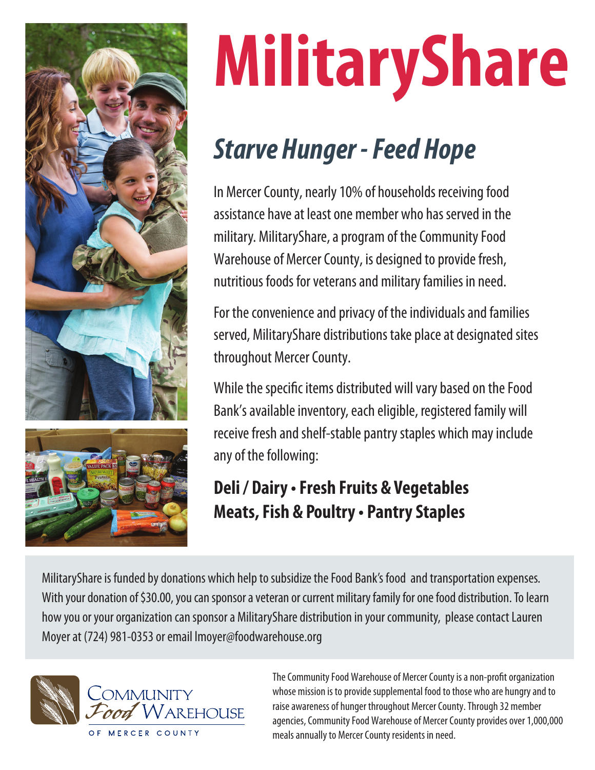# MilitaryShare

## *Starve Hunger - Feed Hope*

In Mercer County, nearly 10% of households receiving food assistance have at least one member who has served in the military. MilitaryShare, a program of the Community Food Warehouse of Mercer County, is designed to provide fresh, nutritious foods for veterans and military families in need.

For the convenience and privacy of the individuals and families served, MilitaryShare distributions take place at designated sites throughout Mercer County.

While the specific items distributed will vary based on the Food Bank's available inventory, each eligible, registered family will receive fresh and shelf-stable pantry staples which may include any of the following:

**Deli / Dairy • Fresh Fruits & Vegetables**
**Meats, Fish & Poultry • Pantry Staples**

MilitaryShare is funded by donations which help to subsidize the Food Bank's food and transportation expenses. With your donation of $30.00, you can sponsor a veteran or current military family for one food distribution. To learn how you or your organization can sponsor a MilitaryShare distribution in your community, please contact Lauren Moyer at (724) 981-0353 or email lmoyer@foodwarehouse.org

Community Food Warehouse of Mercer County

The Community Food Warehouse of Mercer County is a non-profit organization whose mission is to provide supplemental food to those who are hungry and to raise awareness of hunger throughout Mercer County. Through 32 member agencies, Community Food Warehouse of Mercer County provides over 1,000,000 meals annually to Mercer County residents in need.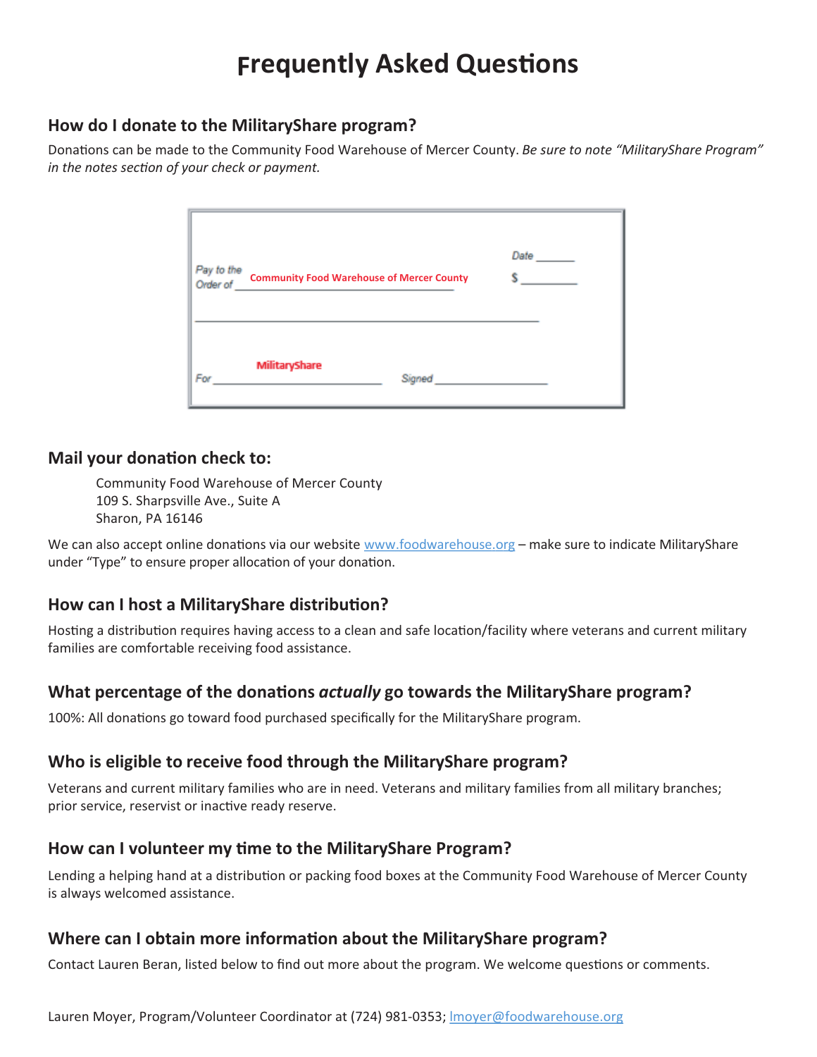# Frequently Asked Questions

## How do I donate to the MilitaryShare program?

Donations can be made to the Community Food Warehouse of Mercer County. *Be sure to note "MilitaryShare Program" in the notes section of your check or payment.*

Pay to the Order of Community Food Warehouse of Mercer County

Date ______

$ ________

For MilitaryShare

Signed ________________

## Mail your donation check to:

Community Food Warehouse of Mercer County
109 S. Sharpsville Ave., Suite A
Sharon, PA 16146

We can also accept online donations via our website www.foodwarehouse.org – make sure to indicate MilitaryShare under "Type" to ensure proper allocation of your donation.

## How can I host a MilitaryShare distribution?

Hosting a distribution requires having access to a clean and safe location/facility where veterans and current military families are comfortable receiving food assistance.

## What percentage of the donations *actually* go towards the MilitaryShare program?

100%: All donations go toward food purchased specifically for the MilitaryShare program.

## Who is eligible to receive food through the MilitaryShare program?

Veterans and current military families who are in need. Veterans and military families from all military branches; prior service, reservist or inactive ready reserve.

## How can I volunteer my time to the MilitaryShare Program?

Lending a helping hand at a distribution or packing food boxes at the Community Food Warehouse of Mercer County is always welcomed assistance.

## Where can I obtain more information about the MilitaryShare program?

Contact Lauren Beran, listed below to find out more about the program. We welcome questions or comments.

Lauren Moyer, Program/Volunteer Coordinator at (724) 981-0353; lmoyer@foodwarehouse.org